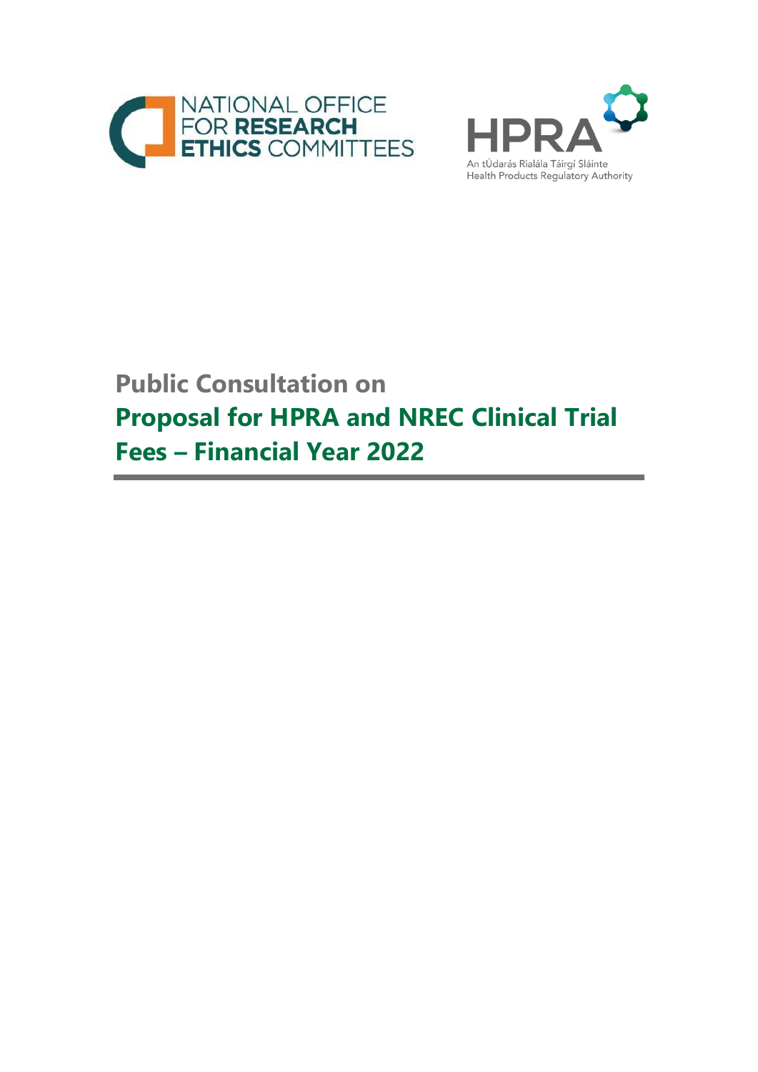NATIONAL OFFICE FOR **RESEARCH ETHICS** COMMITTEES

HPRA

An tÚdarás Rialála Táirgí Sláinte
Health Products Regulatory Authority

# Public Consultation on

# Proposal for HPRA and NREC Clinical Trial Fees – Financial Year 2022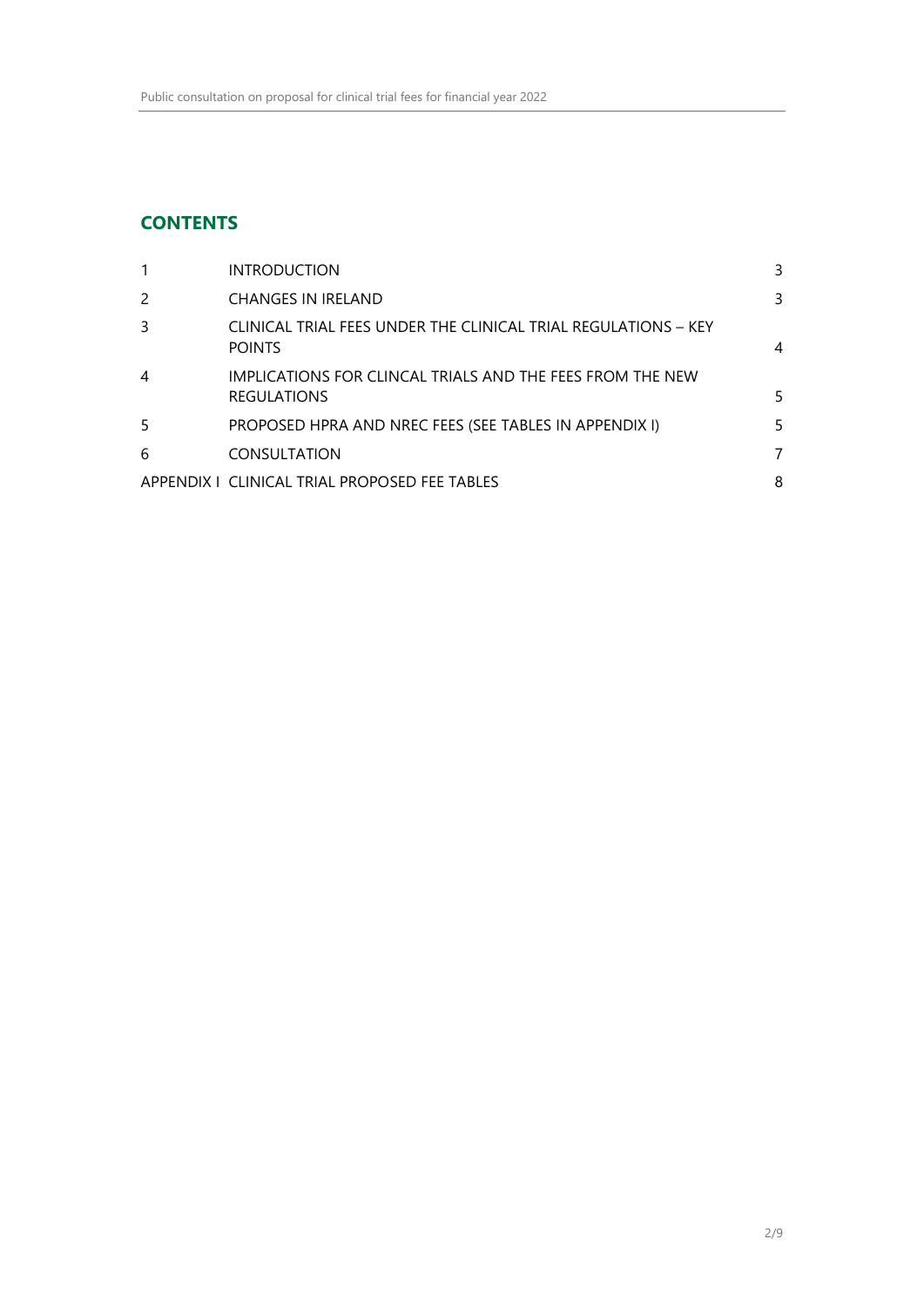## CONTENTS

| | | |
|---|---|---|
| 1 | INTRODUCTION | 3 |
| 2 | CHANGES IN IRELAND | 3 |
| 3 | CLINICAL TRIAL FEES UNDER THE CLINICAL TRIAL REGULATIONS – KEY POINTS | 4 |
| 4 | IMPLICATIONS FOR CLINCAL TRIALS AND THE FEES FROM THE NEW REGULATIONS | 5 |
| 5 | PROPOSED HPRA AND NREC FEES (SEE TABLES IN APPENDIX I) | 5 |
| 6 | CONSULTATION | 7 |
| APPENDIX I | CLINICAL TRIAL PROPOSED FEE TABLES | 8 |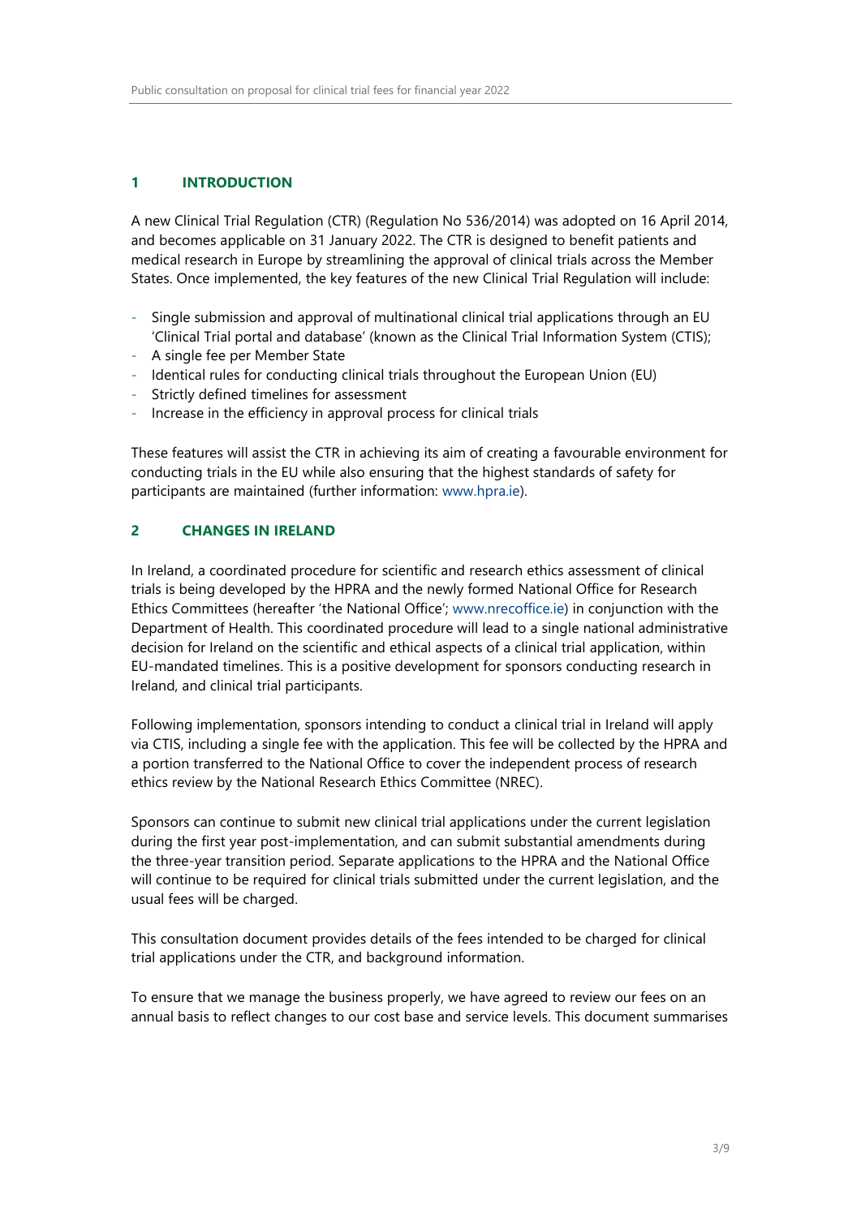## 1 INTRODUCTION

A new Clinical Trial Regulation (CTR) (Regulation No 536/2014) was adopted on 16 April 2014, and becomes applicable on 31 January 2022. The CTR is designed to benefit patients and medical research in Europe by streamlining the approval of clinical trials across the Member States. Once implemented, the key features of the new Clinical Trial Regulation will include:

- Single submission and approval of multinational clinical trial applications through an EU 'Clinical Trial portal and database' (known as the Clinical Trial Information System (CTIS);
- A single fee per Member State
- Identical rules for conducting clinical trials throughout the European Union (EU)
- Strictly defined timelines for assessment
- Increase in the efficiency in approval process for clinical trials

These features will assist the CTR in achieving its aim of creating a favourable environment for conducting trials in the EU while also ensuring that the highest standards of safety for participants are maintained (further information: www.hpra.ie).

## 2 CHANGES IN IRELAND

In Ireland, a coordinated procedure for scientific and research ethics assessment of clinical trials is being developed by the HPRA and the newly formed National Office for Research Ethics Committees (hereafter 'the National Office'; www.nrecoffice.ie) in conjunction with the Department of Health. This coordinated procedure will lead to a single national administrative decision for Ireland on the scientific and ethical aspects of a clinical trial application, within EU-mandated timelines. This is a positive development for sponsors conducting research in Ireland, and clinical trial participants.

Following implementation, sponsors intending to conduct a clinical trial in Ireland will apply via CTIS, including a single fee with the application. This fee will be collected by the HPRA and a portion transferred to the National Office to cover the independent process of research ethics review by the National Research Ethics Committee (NREC).

Sponsors can continue to submit new clinical trial applications under the current legislation during the first year post-implementation, and can submit substantial amendments during the three-year transition period. Separate applications to the HPRA and the National Office will continue to be required for clinical trials submitted under the current legislation, and the usual fees will be charged.

This consultation document provides details of the fees intended to be charged for clinical trial applications under the CTR, and background information.

To ensure that we manage the business properly, we have agreed to review our fees on an annual basis to reflect changes to our cost base and service levels. This document summarises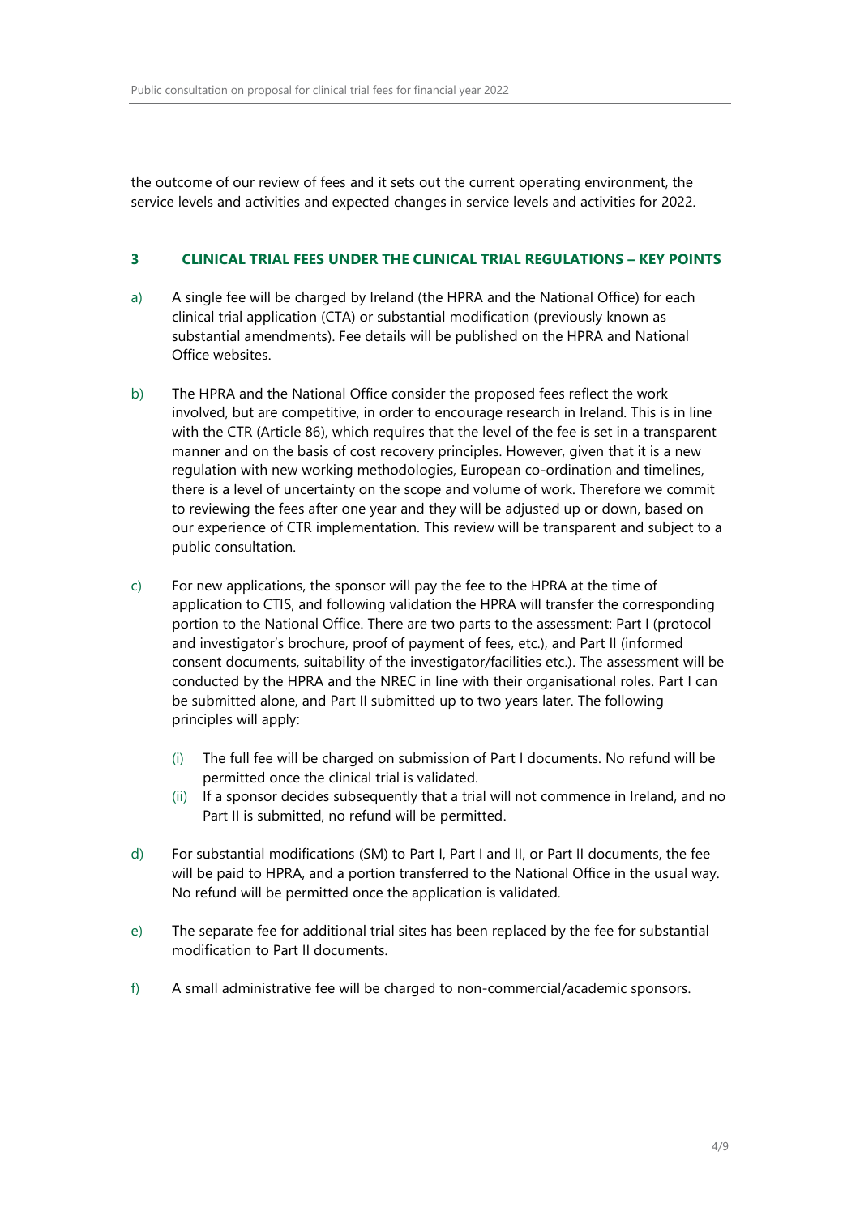the outcome of our review of fees and it sets out the current operating environment, the service levels and activities and expected changes in service levels and activities for 2022.

## 3 CLINICAL TRIAL FEES UNDER THE CLINICAL TRIAL REGULATIONS – KEY POINTS

a) A single fee will be charged by Ireland (the HPRA and the National Office) for each clinical trial application (CTA) or substantial modification (previously known as substantial amendments). Fee details will be published on the HPRA and National Office websites.

b) The HPRA and the National Office consider the proposed fees reflect the work involved, but are competitive, in order to encourage research in Ireland. This is in line with the CTR (Article 86), which requires that the level of the fee is set in a transparent manner and on the basis of cost recovery principles. However, given that it is a new regulation with new working methodologies, European co-ordination and timelines, there is a level of uncertainty on the scope and volume of work. Therefore we commit to reviewing the fees after one year and they will be adjusted up or down, based on our experience of CTR implementation. This review will be transparent and subject to a public consultation.

c) For new applications, the sponsor will pay the fee to the HPRA at the time of application to CTIS, and following validation the HPRA will transfer the corresponding portion to the National Office. There are two parts to the assessment: Part I (protocol and investigator's brochure, proof of payment of fees, etc.), and Part II (informed consent documents, suitability of the investigator/facilities etc.). The assessment will be conducted by the HPRA and the NREC in line with their organisational roles. Part I can be submitted alone, and Part II submitted up to two years later. The following principles will apply:

   (i) The full fee will be charged on submission of Part I documents. No refund will be permitted once the clinical trial is validated.
   
   (ii) If a sponsor decides subsequently that a trial will not commence in Ireland, and no Part II is submitted, no refund will be permitted.

d) For substantial modifications (SM) to Part I, Part I and II, or Part II documents, the fee will be paid to HPRA, and a portion transferred to the National Office in the usual way. No refund will be permitted once the application is validated.

e) The separate fee for additional trial sites has been replaced by the fee for substantial modification to Part II documents.

f) A small administrative fee will be charged to non-commercial/academic sponsors.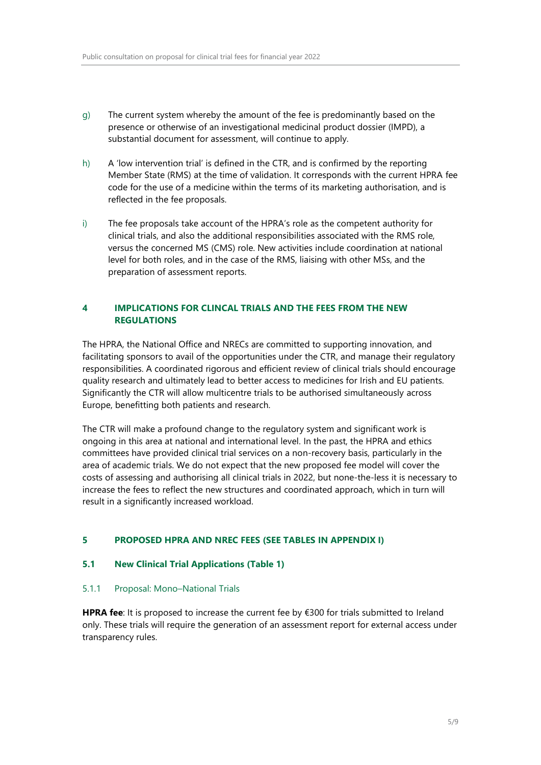g) The current system whereby the amount of the fee is predominantly based on the presence or otherwise of an investigational medicinal product dossier (IMPD), a substantial document for assessment, will continue to apply.

h) A 'low intervention trial' is defined in the CTR, and is confirmed by the reporting Member State (RMS) at the time of validation. It corresponds with the current HPRA fee code for the use of a medicine within the terms of its marketing authorisation, and is reflected in the fee proposals.

i) The fee proposals take account of the HPRA's role as the competent authority for clinical trials, and also the additional responsibilities associated with the RMS role, versus the concerned MS (CMS) role. New activities include coordination at national level for both roles, and in the case of the RMS, liaising with other MSs, and the preparation of assessment reports.

## 4 IMPLICATIONS FOR CLINCAL TRIALS AND THE FEES FROM THE NEW REGULATIONS

The HPRA, the National Office and NRECs are committed to supporting innovation, and facilitating sponsors to avail of the opportunities under the CTR, and manage their regulatory responsibilities. A coordinated rigorous and efficient review of clinical trials should encourage quality research and ultimately lead to better access to medicines for Irish and EU patients. Significantly the CTR will allow multicentre trials to be authorised simultaneously across Europe, benefitting both patients and research.

The CTR will make a profound change to the regulatory system and significant work is ongoing in this area at national and international level. In the past, the HPRA and ethics committees have provided clinical trial services on a non-recovery basis, particularly in the area of academic trials. We do not expect that the new proposed fee model will cover the costs of assessing and authorising all clinical trials in 2022, but none-the-less it is necessary to increase the fees to reflect the new structures and coordinated approach, which in turn will result in a significantly increased workload.

## 5 PROPOSED HPRA AND NREC FEES (SEE TABLES IN APPENDIX I)

### 5.1 New Clinical Trial Applications (Table 1)

#### 5.1.1 Proposal: Mono–National Trials

**HPRA fee**: It is proposed to increase the current fee by €300 for trials submitted to Ireland only. These trials will require the generation of an assessment report for external access under transparency rules.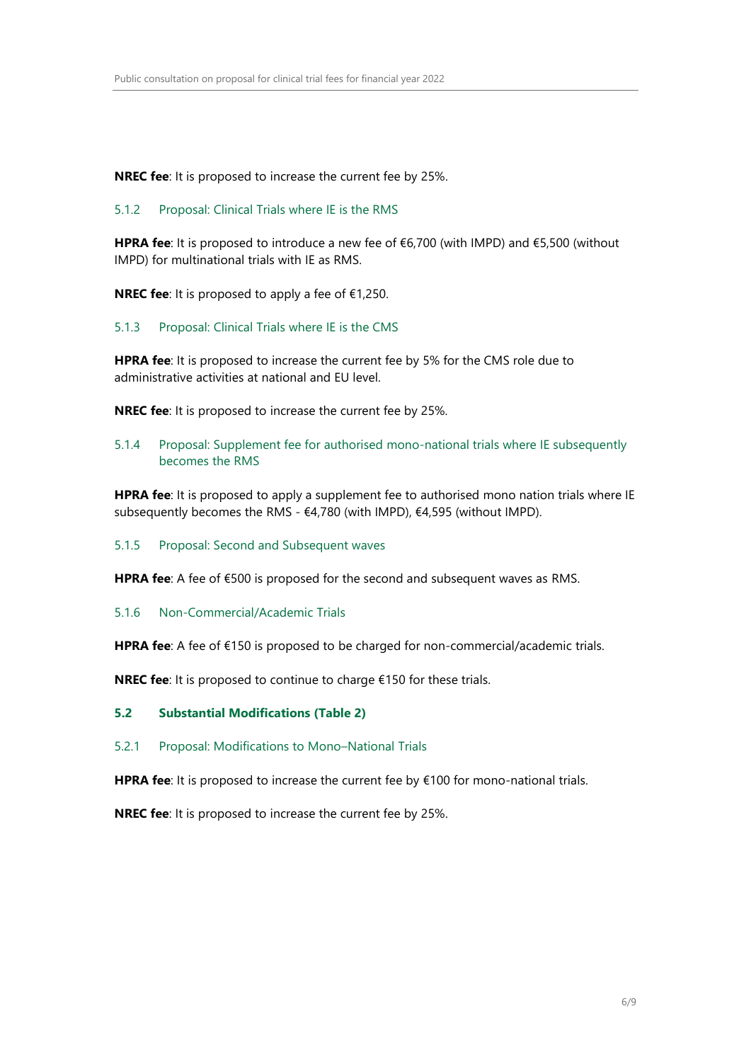**NREC fee**: It is proposed to increase the current fee by 25%.

#### 5.1.2 Proposal: Clinical Trials where IE is the RMS

**HPRA fee**: It is proposed to introduce a new fee of €6,700 (with IMPD) and €5,500 (without IMPD) for multinational trials with IE as RMS.

**NREC fee**: It is proposed to apply a fee of €1,250.

#### 5.1.3 Proposal: Clinical Trials where IE is the CMS

**HPRA fee**: It is proposed to increase the current fee by 5% for the CMS role due to administrative activities at national and EU level.

**NREC fee**: It is proposed to increase the current fee by 25%.

#### 5.1.4 Proposal: Supplement fee for authorised mono-national trials where IE subsequently becomes the RMS

**HPRA fee**: It is proposed to apply a supplement fee to authorised mono nation trials where IE subsequently becomes the RMS - €4,780 (with IMPD), €4,595 (without IMPD).

#### 5.1.5 Proposal: Second and Subsequent waves

**HPRA fee**: A fee of €500 is proposed for the second and subsequent waves as RMS.

#### 5.1.6 Non-Commercial/Academic Trials

**HPRA fee**: A fee of €150 is proposed to be charged for non-commercial/academic trials.

**NREC fee**: It is proposed to continue to charge €150 for these trials.

### 5.2 Substantial Modifications (Table 2)

#### 5.2.1 Proposal: Modifications to Mono–National Trials

**HPRA fee**: It is proposed to increase the current fee by €100 for mono-national trials.

**NREC fee**: It is proposed to increase the current fee by 25%.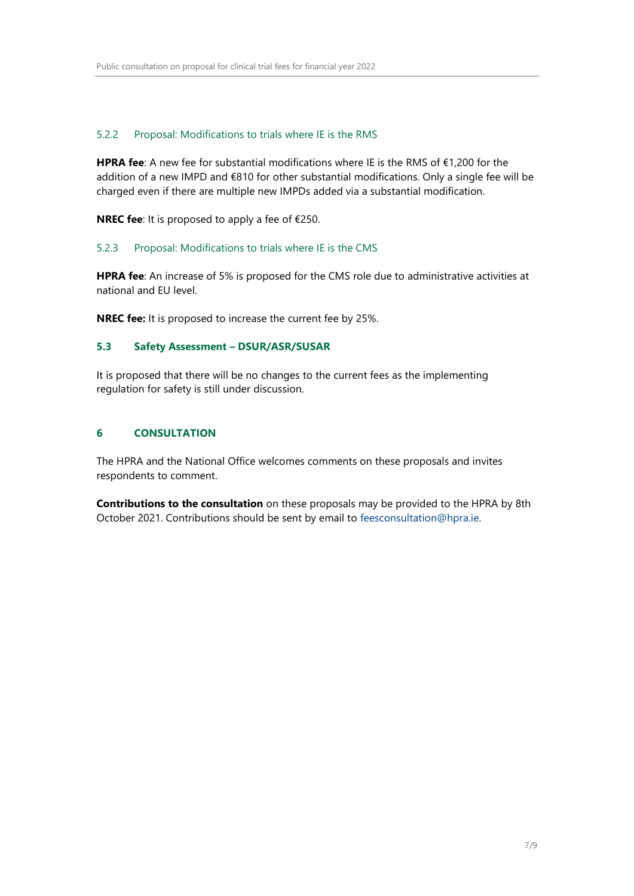#### 5.2.2 Proposal: Modifications to trials where IE is the RMS

**HPRA fee**: A new fee for substantial modifications where IE is the RMS of €1,200 for the addition of a new IMPD and €810 for other substantial modifications. Only a single fee will be charged even if there are multiple new IMPDs added via a substantial modification.

**NREC fee**: It is proposed to apply a fee of €250.

#### 5.2.3 Proposal: Modifications to trials where IE is the CMS

**HPRA fee**: An increase of 5% is proposed for the CMS role due to administrative activities at national and EU level.

**NREC fee:** It is proposed to increase the current fee by 25%.

### 5.3 Safety Assessment – DSUR/ASR/SUSAR

It is proposed that there will be no changes to the current fees as the implementing regulation for safety is still under discussion.

## 6 CONSULTATION

The HPRA and the National Office welcomes comments on these proposals and invites respondents to comment.

**Contributions to the consultation** on these proposals may be provided to the HPRA by 8th October 2021. Contributions should be sent by email to feesconsultation@hpra.ie.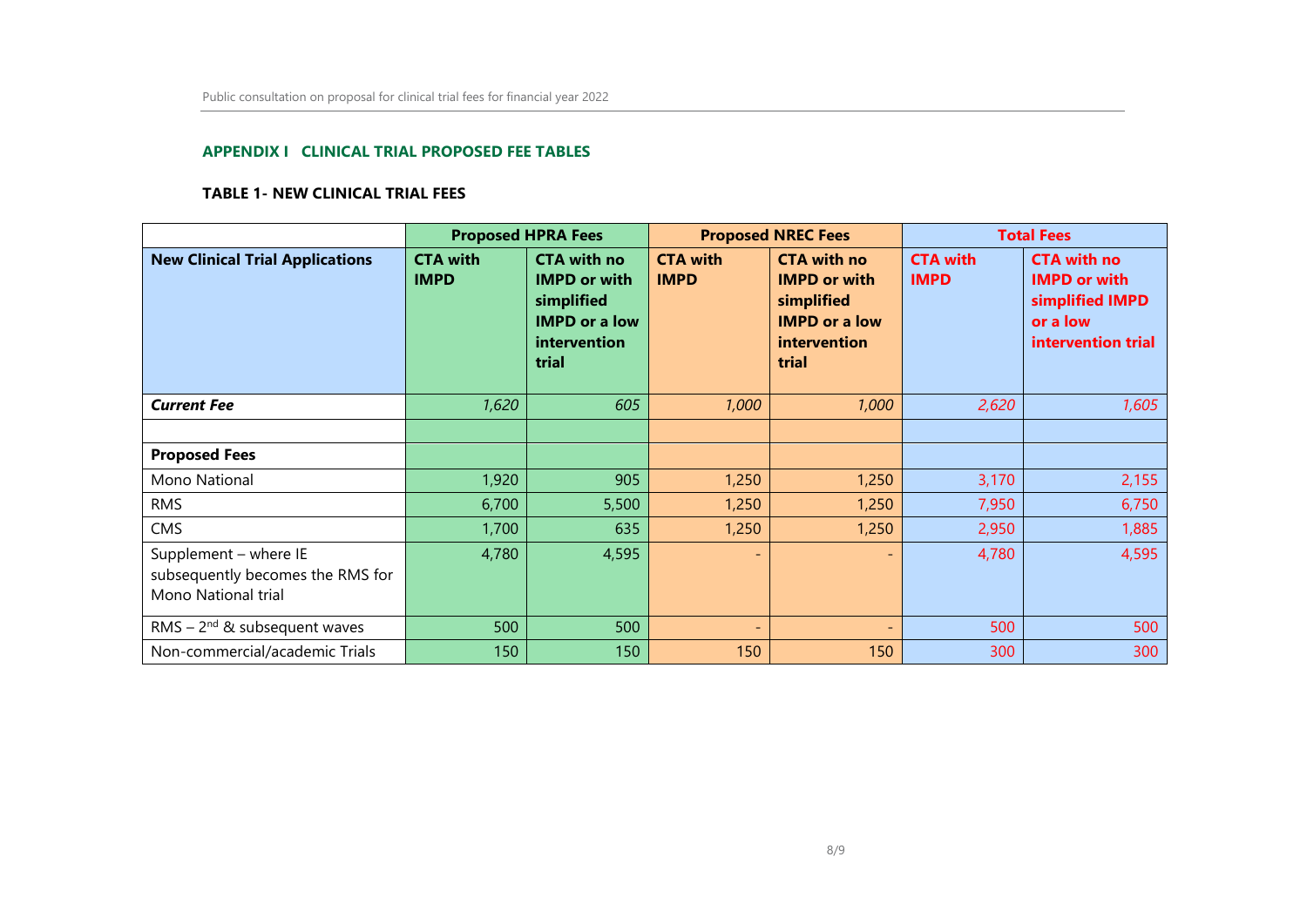## APPENDIX I CLINICAL TRIAL PROPOSED FEE TABLES

### TABLE 1- NEW CLINICAL TRIAL FEES

| | Proposed HPRA Fees | | Proposed NREC Fees | | Total Fees | |
|---|---|---|---|---|---|---|
| **New Clinical Trial Applications** | **CTA with IMPD** | **CTA with no IMPD or with simplified IMPD or a low intervention trial** | **CTA with IMPD** | **CTA with no IMPD or with simplified IMPD or a low intervention trial** | **CTA with IMPD** | **CTA with no IMPD or with simplified IMPD or a low intervention trial** |
| ***Current Fee*** | *1,620* | *605* | *1,000* | *1,000* | *2,620* | *1,605* |
| | | | | | | |
| **Proposed Fees** | | | | | | |
| Mono National | 1,920 | 905 | 1,250 | 1,250 | 3,170 | 2,155 |
| RMS | 6,700 | 5,500 | 1,250 | 1,250 | 7,950 | 6,750 |
| CMS | 1,700 | 635 | 1,250 | 1,250 | 2,950 | 1,885 |
| Supplement – where IE subsequently becomes the RMS for Mono National trial | 4,780 | 4,595 | - | - | 4,780 | 4,595 |
| RMS – 2nd & subsequent waves | 500 | 500 | - | - | 500 | 500 |
| Non-commercial/academic Trials | 150 | 150 | 150 | 150 | 300 | 300 |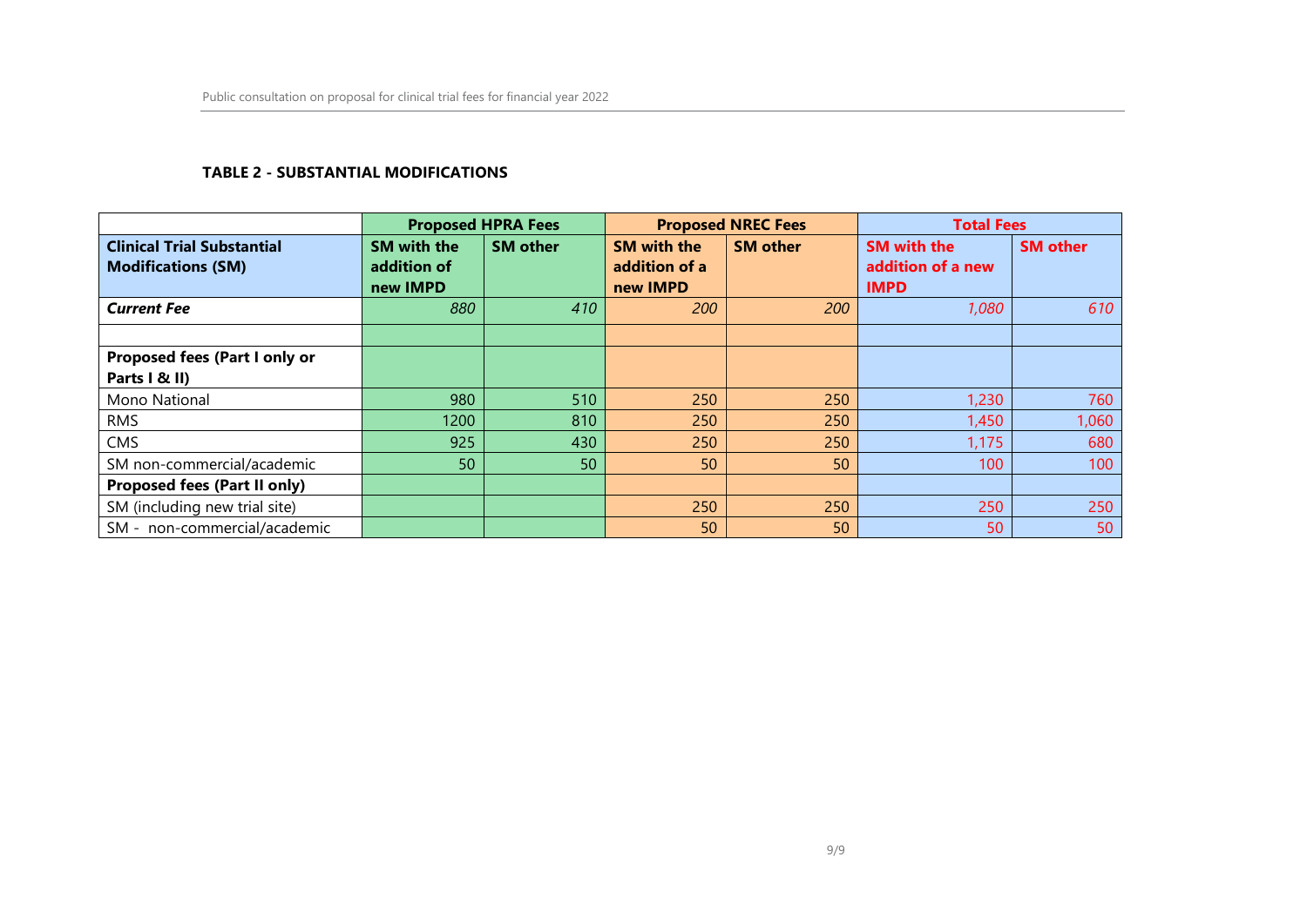**TABLE 2 - SUBSTANTIAL MODIFICATIONS**

| | Proposed HPRA Fees | | Proposed NREC Fees | | Total Fees | |
|---|---|---|---|---|---|---|
| **Clinical Trial Substantial Modifications (SM)** | **SM with the addition of new IMPD** | **SM other** | **SM with the addition of a new IMPD** | **SM other** | **SM with the addition of a new IMPD** | **SM other** |
| ***Current Fee*** | *880* | *410* | *200* | *200* | *1,080* | *610* |
| | | | | | | |
| **Proposed fees (Part I only or Parts I & II)** | | | | | | |
| Mono National | 980 | 510 | 250 | 250 | 1,230 | 760 |
| RMS | 1200 | 810 | 250 | 250 | 1,450 | 1,060 |
| CMS | 925 | 430 | 250 | 250 | 1,175 | 680 |
| SM non-commercial/academic | 50 | 50 | 50 | 50 | 100 | 100 |
| **Proposed fees (Part II only)** | | | | | | |
| SM (including new trial site) | | | 250 | 250 | 250 | 250 |
| SM - non-commercial/academic | | | 50 | 50 | 50 | 50 |